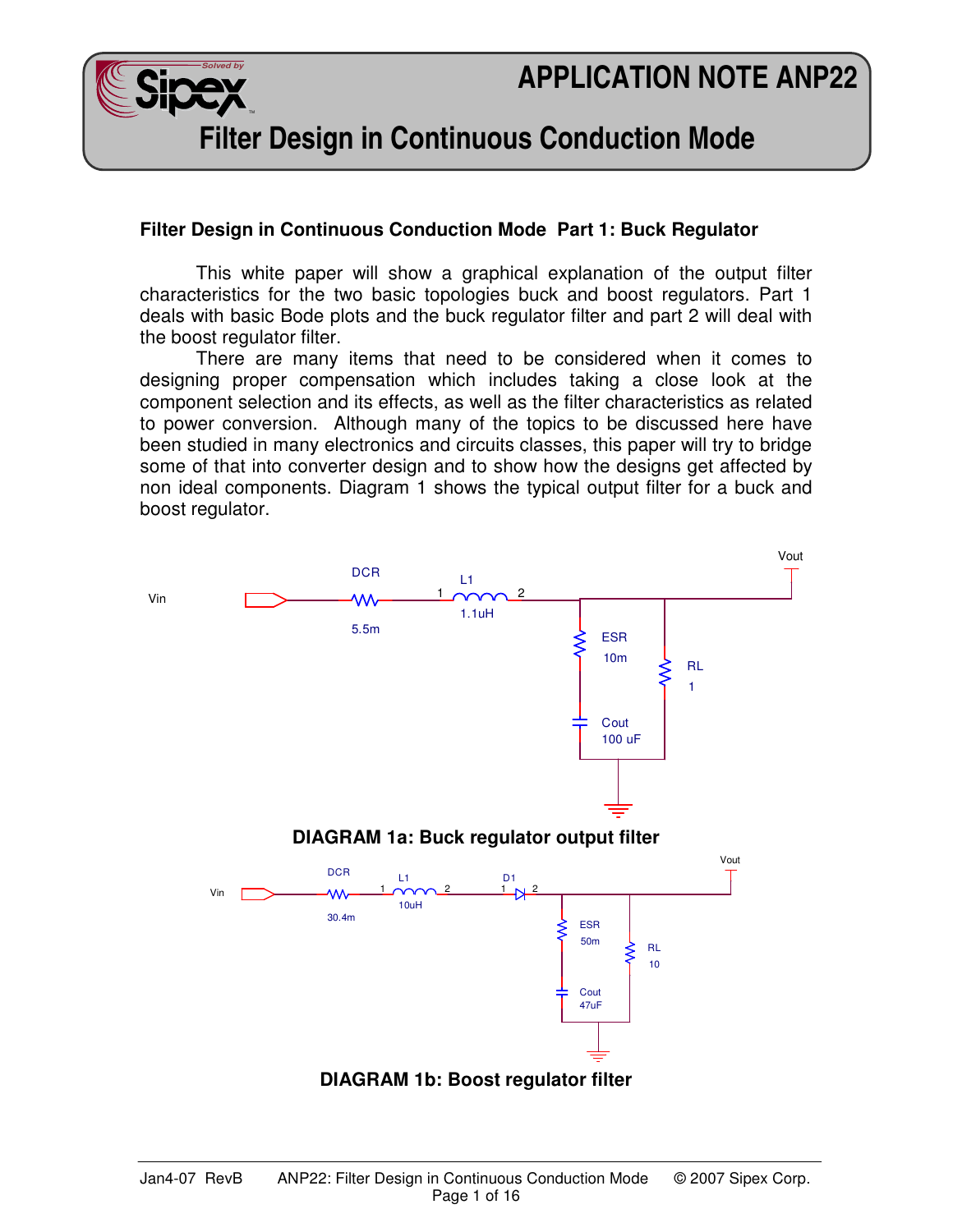# APPLICATION NOTE ANP22

## Filter Design in Continuous Conduction Mode

**Filter Design in Continuous Conduction Mode Part 1: Buck Regulator**

This white paper will show a graphical explanation of the output filter characteristics for the two basic topologies buck and boost regulators. Part 1 deals with basic Bode plots and the buck regulator filter and part 2 will deal with the boost regulator filter.

There are many items that need to be considered when it comes to designing proper compensation which includes taking a close look at the component selection and its effects, as well as the filter characteristics as related to power conversion. Although many of the topics to be discussed here have been studied in many electronics and circuits classes, this paper will try to bridge some of that into converter design and to show how the designs get affected by non ideal components. Diagram 1 shows the typical output filter for a buck and boost regulator.

**DIAGRAM 1a: Buck regulator output filter**

**DIAGRAM 1b: Boost regulator filter**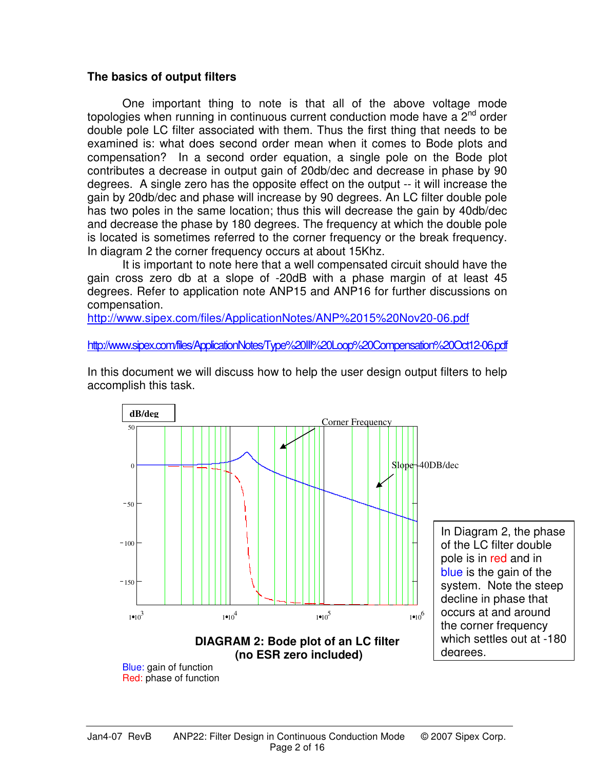## The basics of output filters

One important thing to note is that all of the above voltage mode topologies when running in continuous current conduction mode have a 2nd order double pole LC filter associated with them. Thus the first thing that needs to be examined is: what does second order mean when it comes to Bode plots and compensation? In a second order equation, a single pole on the Bode plot contributes a decrease in output gain of 20db/dec and decrease in phase by 90 degrees. A single zero has the opposite effect on the output -- it will increase the gain by 20db/dec and phase will increase by 90 degrees. An LC filter double pole has two poles in the same location; thus this will decrease the gain by 40db/dec and decrease the phase by 180 degrees. The frequency at which the double pole is located is sometimes referred to the corner frequency or the break frequency. In diagram 2 the corner frequency occurs at about 15Khz.

It is important to note here that a well compensated circuit should have the gain cross zero db at a slope of -20dB with a phase margin of at least 45 degrees. Refer to application note ANP15 and ANP16 for further discussions on compensation.

http://www.sipex.com/files/ApplicationNotes/ANP%2015%20Nov20-06.pdf

http://www.sipex.com/files/ApplicationNotes/Type%20III%20Loop%20Compensation%20Oct12-06.pdf

In this document we will discuss how to help the user design output filters to help accomplish this task.

dB/deg

Corner Frequency

Slope -40DB/dec

50, 0, -50, -100, -150

$1 \cdot 10^3$ $1 \cdot 10^4$ $1 \cdot 10^5$ $1 \cdot 10^6$

In Diagram 2, the phase of the LC filter double pole is in red and in blue is the gain of the system. Note the steep decline in phase that occurs at and around the corner frequency which settles out at -180 degrees.

**DIAGRAM 2: Bode plot of an LC filter (no ESR zero included)**

Blue: gain of function
Red: phase of function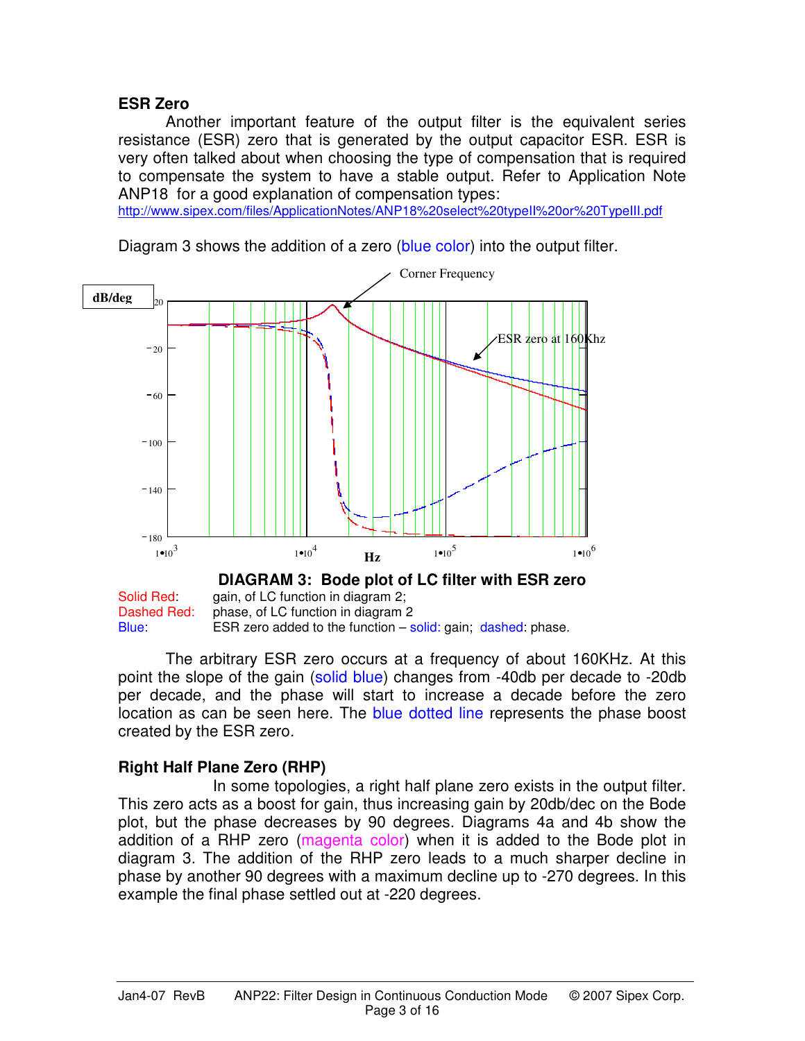## ESR Zero

Another important feature of the output filter is the equivalent series resistance (ESR) zero that is generated by the output capacitor ESR. ESR is very often talked about when choosing the type of compensation that is required to compensate the system to have a stable output. Refer to Application Note ANP18 for a good explanation of compensation types:
http://www.sipex.com/files/ApplicationNotes/ANP18%20select%20typeII%20or%20TypeIII.pdf

Diagram 3 shows the addition of a zero (blue color) into the output filter.

**DIAGRAM 3: Bode plot of LC filter with ESR zero**

Solid Red: gain, of LC function in diagram 2;
Dashed Red: phase, of LC function in diagram 2
Blue: ESR zero added to the function – solid: gain; dashed: phase.

The arbitrary ESR zero occurs at a frequency of about 160KHz. At this point the slope of the gain (solid blue) changes from -40db per decade to -20db per decade, and the phase will start to increase a decade before the zero location as can be seen here. The blue dotted line represents the phase boost created by the ESR zero.

## Right Half Plane Zero (RHP)

In some topologies, a right half plane zero exists in the output filter. This zero acts as a boost for gain, thus increasing gain by 20db/dec on the Bode plot, but the phase decreases by 90 degrees. Diagrams 4a and 4b show the addition of a RHP zero (magenta color) when it is added to the Bode plot in diagram 3. The addition of the RHP zero leads to a much sharper decline in phase by another 90 degrees with a maximum decline up to -270 degrees. In this example the final phase settled out at -220 degrees.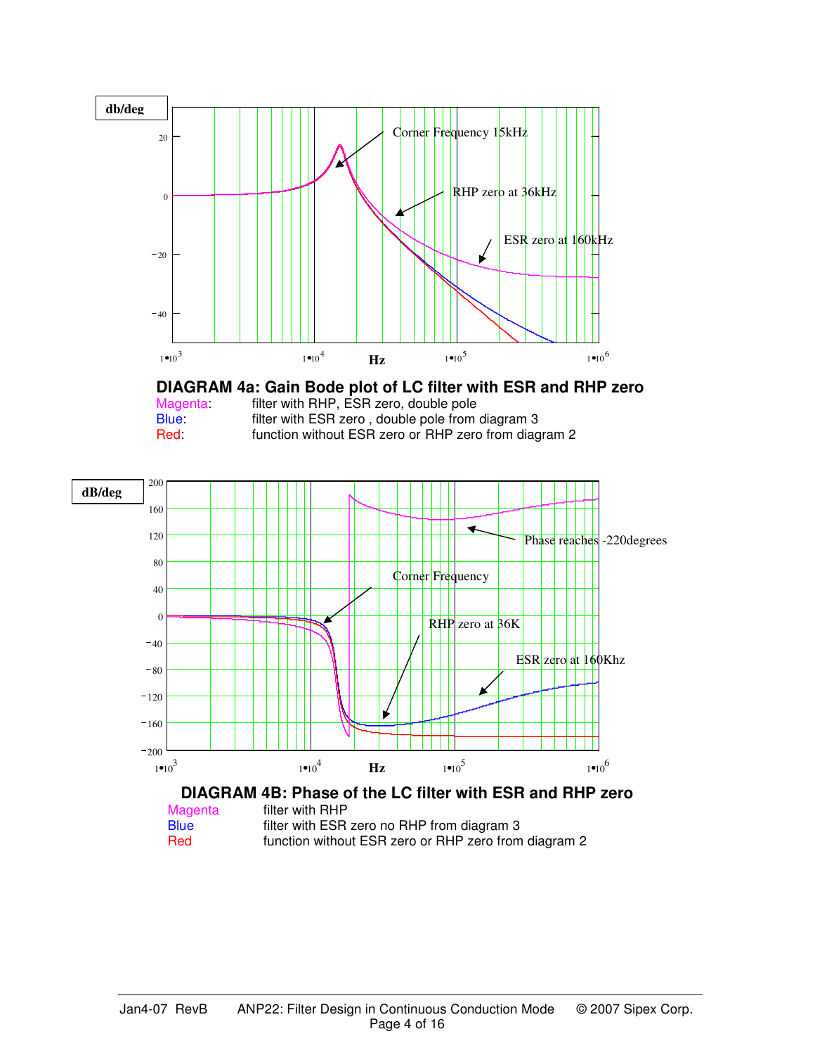**DIAGRAM 4a: Gain Bode plot of LC filter with ESR and RHP zero**

| | |
|---|---|
| Magenta: | filter with RHP, ESR zero, double pole |
| Blue: | filter with ESR zero , double pole from diagram 3 |
| Red: | function without ESR zero or RHP zero from diagram 2 |

**DIAGRAM 4B: Phase of the LC filter with ESR and RHP zero**

| | |
|---|---|
| Magenta | filter with RHP |
| Blue | filter with ESR zero no RHP from diagram 3 |
| Red | function without ESR zero or RHP zero from diagram 2 |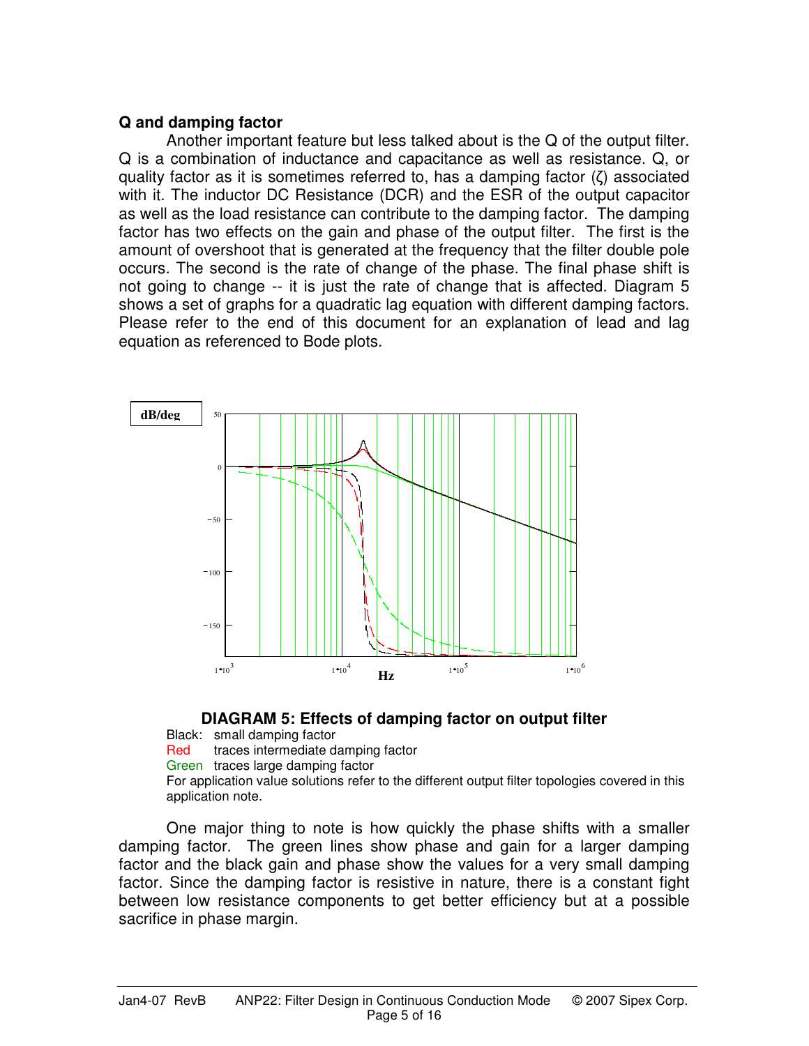**Q and damping factor**

Another important feature but less talked about is the Q of the output filter. Q is a combination of inductance and capacitance as well as resistance. Q, or quality factor as it is sometimes referred to, has a damping factor (ζ) associated with it. The inductor DC Resistance (DCR) and the ESR of the output capacitor as well as the load resistance can contribute to the damping factor. The damping factor has two effects on the gain and phase of the output filter. The first is the amount of overshoot that is generated at the frequency that the filter double pole occurs. The second is the rate of change of the phase. The final phase shift is not going to change -- it is just the rate of change that is affected. Diagram 5 shows a set of graphs for a quadratic lag equation with different damping factors. Please refer to the end of this document for an explanation of lead and lag equation as referenced to Bode plots.

**DIAGRAM 5: Effects of damping factor on output filter**

Black: small damping factor
Red traces intermediate damping factor
Green traces large damping factor
For application value solutions refer to the different output filter topologies covered in this application note.

One major thing to note is how quickly the phase shifts with a smaller damping factor. The green lines show phase and gain for a larger damping factor and the black gain and phase show the values for a very small damping factor. Since the damping factor is resistive in nature, there is a constant fight between low resistance components to get better efficiency but at a possible sacrifice in phase margin.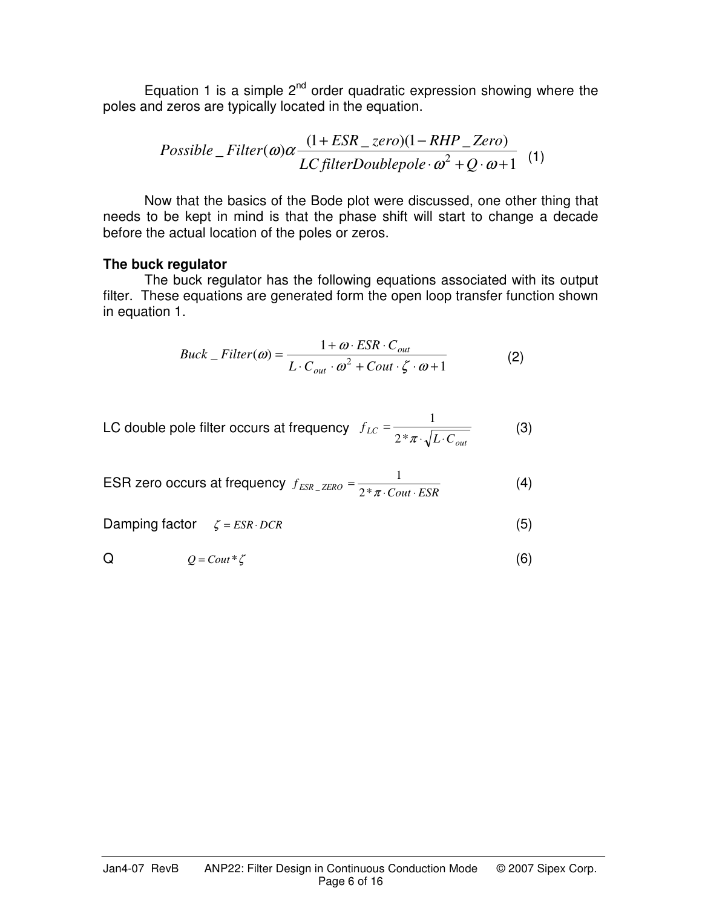Equation 1 is a simple 2nd order quadratic expression showing where the poles and zeros are typically located in the equation.

$$Possible\_Filter(\omega)\alpha\frac{(1+ESR\_zero)(1-RHP\_Zero)}{LC\,filterDoublepole\cdot\omega^2+Q\cdot\omega+1} \quad (1)$$

Now that the basics of the Bode plot were discussed, one other thing that needs to be kept in mind is that the phase shift will start to change a decade before the actual location of the poles or zeros.

**The buck regulator**

The buck regulator has the following equations associated with its output filter. These equations are generated form the open loop transfer function shown in equation 1.

$$Buck\_Filter(\omega)=\frac{1+\omega\cdot ESR\cdot C_{out}}{L\cdot C_{out}\cdot\omega^2+Cout\cdot\zeta\cdot\omega+1} \quad (2)$$

LC double pole filter occurs at frequency $f_{LC}=\frac{1}{2*\pi\cdot\sqrt{L\cdot C_{out}}}$ (3)

ESR zero occurs at frequency $f_{ESR\_ZERO}=\frac{1}{2*\pi\cdot Cout\cdot ESR}$ (4)

Damping factor $\zeta=ESR\cdot DCR$ (5)

Q $Q=Cout*\zeta$ (6)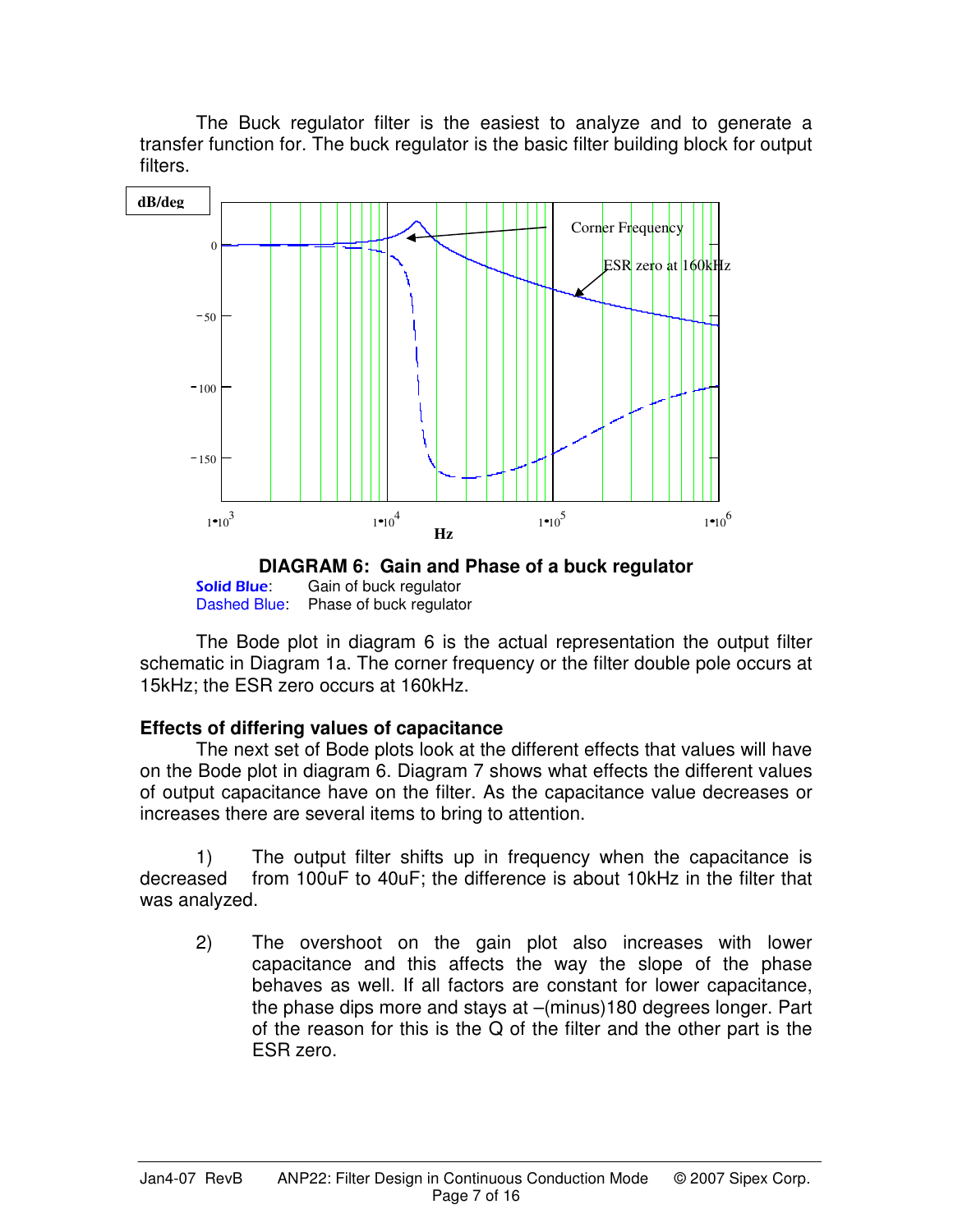The Buck regulator filter is the easiest to analyze and to generate a transfer function for. The buck regulator is the basic filter building block for output filters.

**DIAGRAM 6: Gain and Phase of a buck regulator**

Solid Blue: Gain of buck regulator
Dashed Blue: Phase of buck regulator

The Bode plot in diagram 6 is the actual representation the output filter schematic in Diagram 1a. The corner frequency or the filter double pole occurs at 15kHz; the ESR zero occurs at 160kHz.

**Effects of differing values of capacitance**

The next set of Bode plots look at the different effects that values will have on the Bode plot in diagram 6. Diagram 7 shows what effects the different values of output capacitance have on the filter. As the capacitance value decreases or increases there are several items to bring to attention.

1) The output filter shifts up in frequency when the capacitance is decreased from 100uF to 40uF; the difference is about 10kHz in the filter that was analyzed.

2) The overshoot on the gain plot also increases with lower capacitance and this affects the way the slope of the phase behaves as well. If all factors are constant for lower capacitance, the phase dips more and stays at –(minus)180 degrees longer. Part of the reason for this is the Q of the filter and the other part is the ESR zero.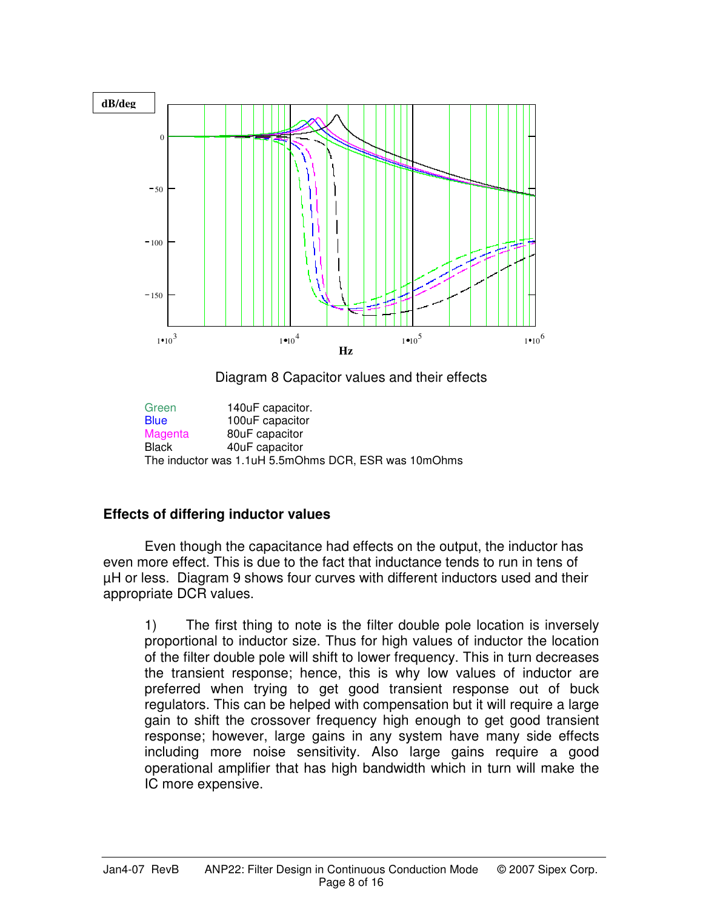Diagram 8 Capacitor values and their effects

Green 140uF capacitor.
Blue 100uF capacitor
Magenta 80uF capacitor
Black 40uF capacitor
The inductor was 1.1uH 5.5mOhms DCR, ESR was 10mOhms

### Effects of differing inductor values

Even though the capacitance had effects on the output, the inductor has even more effect. This is due to the fact that inductance tends to run in tens of µH or less. Diagram 9 shows four curves with different inductors used and their appropriate DCR values.

1) The first thing to note is the filter double pole location is inversely proportional to inductor size. Thus for high values of inductor the location of the filter double pole will shift to lower frequency. This in turn decreases the transient response; hence, this is why low values of inductor are preferred when trying to get good transient response out of buck regulators. This can be helped with compensation but it will require a large gain to shift the crossover frequency high enough to get good transient response; however, large gains in any system have many side effects including more noise sensitivity. Also large gains require a good operational amplifier that has high bandwidth which in turn will make the IC more expensive.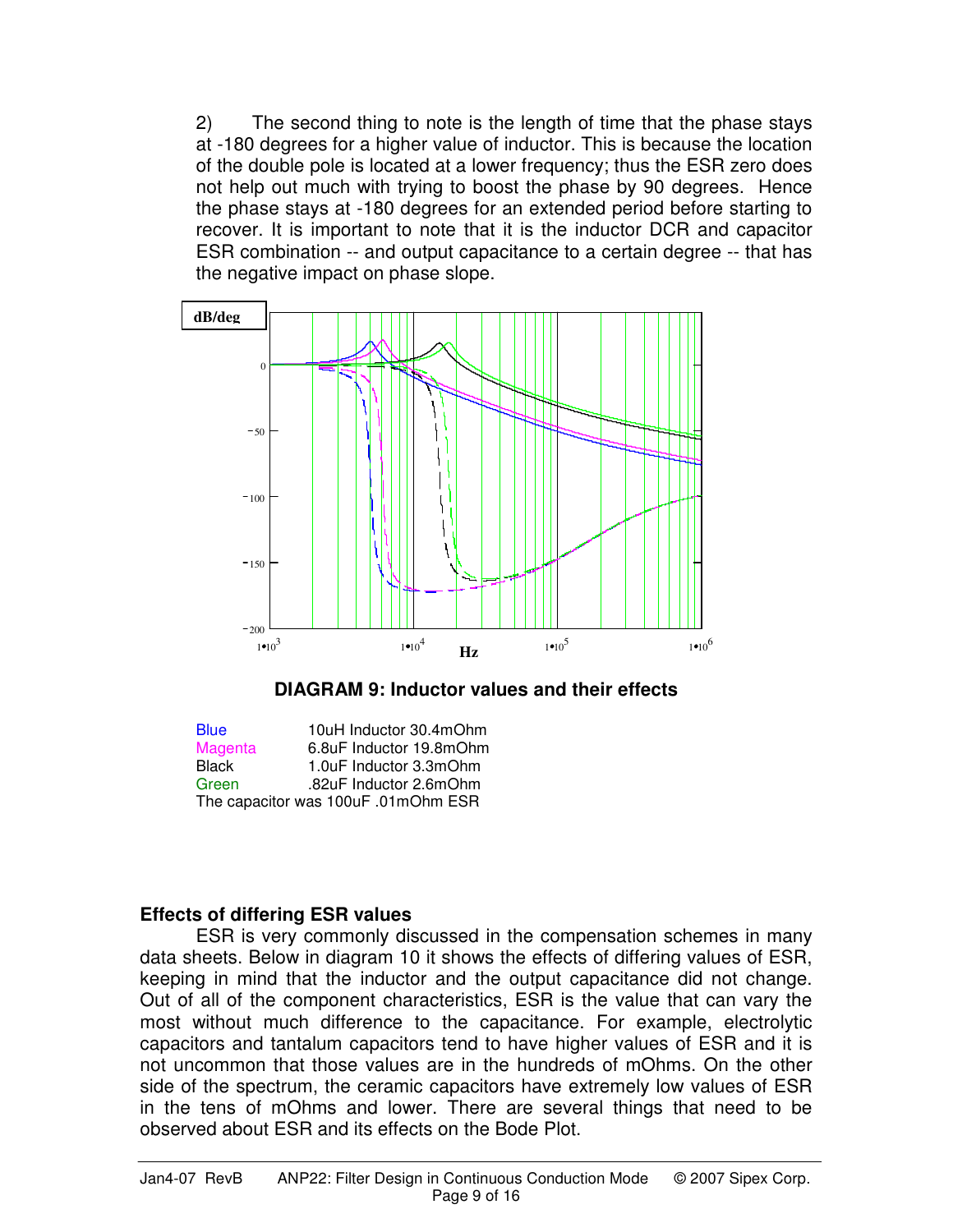2) The second thing to note is the length of time that the phase stays at -180 degrees for a higher value of inductor. This is because the location of the double pole is located at a lower frequency; thus the ESR zero does not help out much with trying to boost the phase by 90 degrees. Hence the phase stays at -180 degrees for an extended period before starting to recover. It is important to note that it is the inductor DCR and capacitor ESR combination -- and output capacitance to a certain degree -- that has the negative impact on phase slope.

**DIAGRAM 9: Inductor values and their effects**

| | |
|---|---|
| Blue | 10uH Inductor 30.4mOhm |
| Magenta | 6.8uF Inductor 19.8mOhm |
| Black | 1.0uF Inductor 3.3mOhm |
| Green | .82uF Inductor 2.6mOhm |

The capacitor was 100uF .01mOhm ESR

## Effects of differing ESR values

ESR is very commonly discussed in the compensation schemes in many data sheets. Below in diagram 10 it shows the effects of differing values of ESR, keeping in mind that the inductor and the output capacitance did not change. Out of all of the component characteristics, ESR is the value that can vary the most without much difference to the capacitance. For example, electrolytic capacitors and tantalum capacitors tend to have higher values of ESR and it is not uncommon that those values are in the hundreds of mOhms. On the other side of the spectrum, the ceramic capacitors have extremely low values of ESR in the tens of mOhms and lower. There are several things that need to be observed about ESR and its effects on the Bode Plot.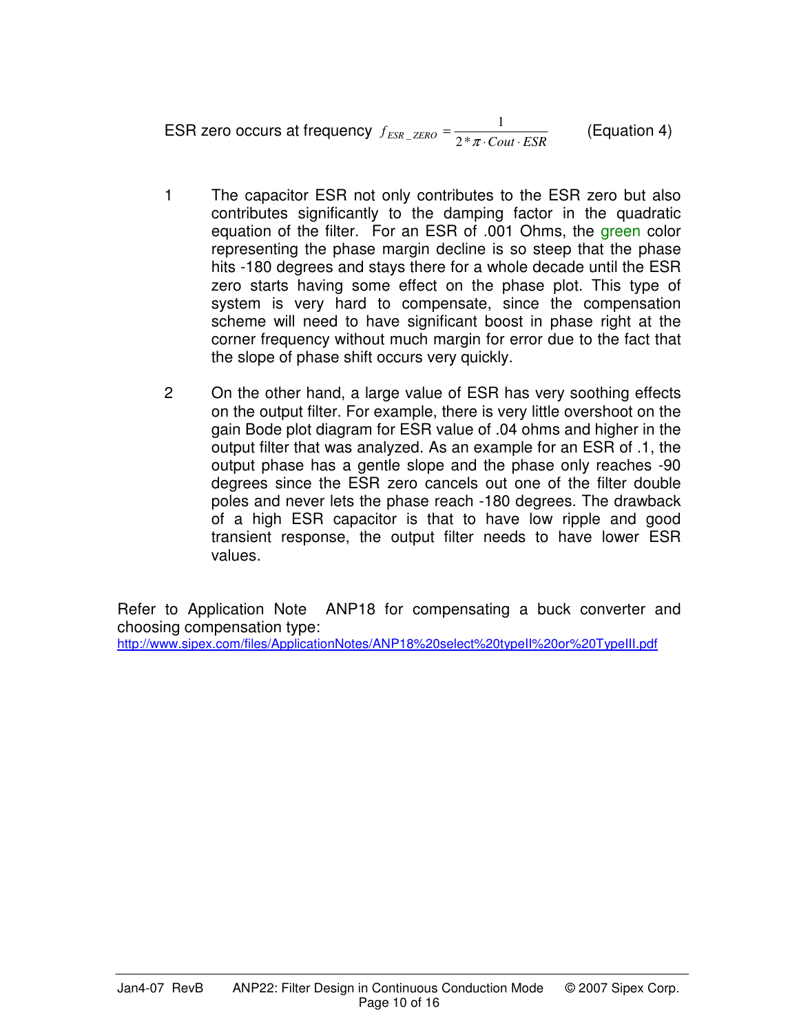ESR zero occurs at frequency $f_{ESR\_ZERO} = \frac{1}{2 * \pi \cdot Cout \cdot ESR}$ (Equation 4)

1. The capacitor ESR not only contributes to the ESR zero but also contributes significantly to the damping factor in the quadratic equation of the filter. For an ESR of .001 Ohms, the green color representing the phase margin decline is so steep that the phase hits -180 degrees and stays there for a whole decade until the ESR zero starts having some effect on the phase plot. This type of system is very hard to compensate, since the compensation scheme will need to have significant boost in phase right at the corner frequency without much margin for error due to the fact that the slope of phase shift occurs very quickly.

2. On the other hand, a large value of ESR has very soothing effects on the output filter. For example, there is very little overshoot on the gain Bode plot diagram for ESR value of .04 ohms and higher in the output filter that was analyzed. As an example for an ESR of .1, the output phase has a gentle slope and the phase only reaches -90 degrees since the ESR zero cancels out one of the filter double poles and never lets the phase reach -180 degrees. The drawback of a high ESR capacitor is that to have low ripple and good transient response, the output filter needs to have lower ESR values.

Refer to Application Note ANP18 for compensating a buck converter and choosing compensation type:
http://www.sipex.com/files/ApplicationNotes/ANP18%20select%20typeII%20or%20TypeIII.pdf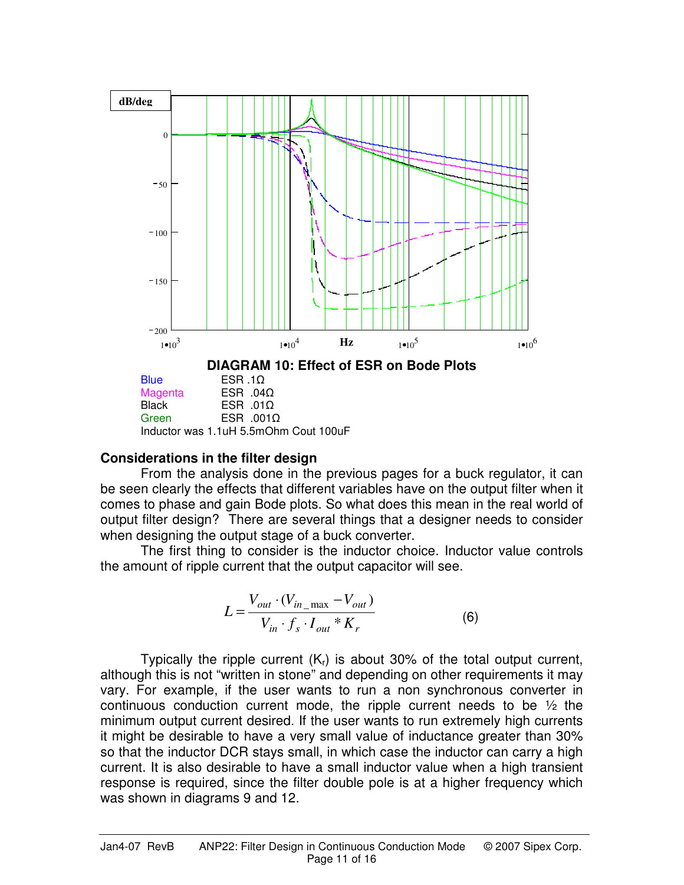**DIAGRAM 10: Effect of ESR on Bode Plots**

Blue ESR .1Ω
Magenta ESR .04Ω
Black ESR .01Ω
Green ESR .001Ω
Inductor was 1.1uH 5.5mOhm Cout 100uF

## Considerations in the filter design

From the analysis done in the previous pages for a buck regulator, it can be seen clearly the effects that different variables have on the output filter when it comes to phase and gain Bode plots. So what does this mean in the real world of output filter design? There are several things that a designer needs to consider when designing the output stage of a buck converter.

The first thing to consider is the inductor choice. Inductor value controls the amount of ripple current that the output capacitor will see.

$$L = \frac{V_{out} \cdot (V_{in\_max} - V_{out})}{V_{in} \cdot f_s \cdot I_{out} * K_r} \qquad (6)$$

Typically the ripple current ($K_r$) is about 30% of the total output current, although this is not "written in stone" and depending on other requirements it may vary. For example, if the user wants to run a non synchronous converter in continuous conduction current mode, the ripple current needs to be ½ the minimum output current desired. If the user wants to run extremely high currents it might be desirable to have a very small value of inductance greater than 30% so that the inductor DCR stays small, in which case the inductor can carry a high current. It is also desirable to have a small inductor value when a high transient response is required, since the filter double pole is at a higher frequency which was shown in diagrams 9 and 12.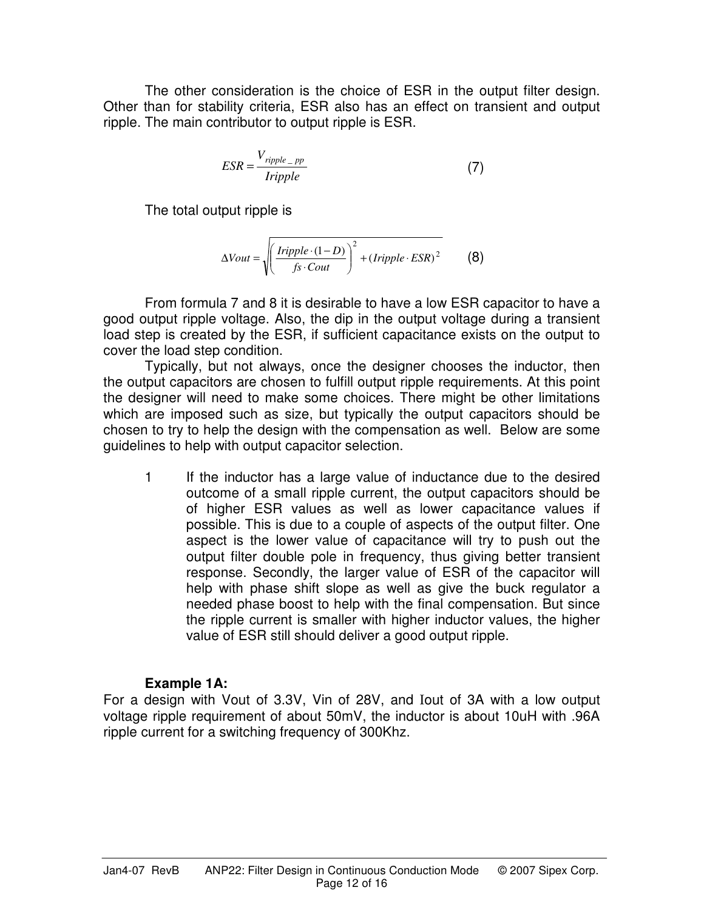The other consideration is the choice of ESR in the output filter design. Other than for stability criteria, ESR also has an effect on transient and output ripple. The main contributor to output ripple is ESR.

$$ESR = \frac{V_{ripple\_pp}}{Iripple} \quad (7)$$

The total output ripple is

$$\Delta Vout = \sqrt{\left(\frac{Iripple \cdot (1-D)}{fs \cdot Cout}\right)^2 + (Iripple \cdot ESR)^2} \quad (8)$$

From formula 7 and 8 it is desirable to have a low ESR capacitor to have a good output ripple voltage. Also, the dip in the output voltage during a transient load step is created by the ESR, if sufficient capacitance exists on the output to cover the load step condition.

Typically, but not always, once the designer chooses the inductor, then the output capacitors are chosen to fulfill output ripple requirements. At this point the designer will need to make some choices. There might be other limitations which are imposed such as size, but typically the output capacitors should be chosen to try to help the design with the compensation as well. Below are some guidelines to help with output capacitor selection.

1. If the inductor has a large value of inductance due to the desired outcome of a small ripple current, the output capacitors should be of higher ESR values as well as lower capacitance values if possible. This is due to a couple of aspects of the output filter. One aspect is the lower value of capacitance will try to push out the output filter double pole in frequency, thus giving better transient response. Secondly, the larger value of ESR of the capacitor will help with phase shift slope as well as give the buck regulator a needed phase boost to help with the final compensation. But since the ripple current is smaller with higher inductor values, the higher value of ESR still should deliver a good output ripple.

**Example 1A:**

For a design with Vout of 3.3V, Vin of 28V, and Iout of 3A with a low output voltage ripple requirement of about 50mV, the inductor is about 10uH with .96A ripple current for a switching frequency of 300Khz.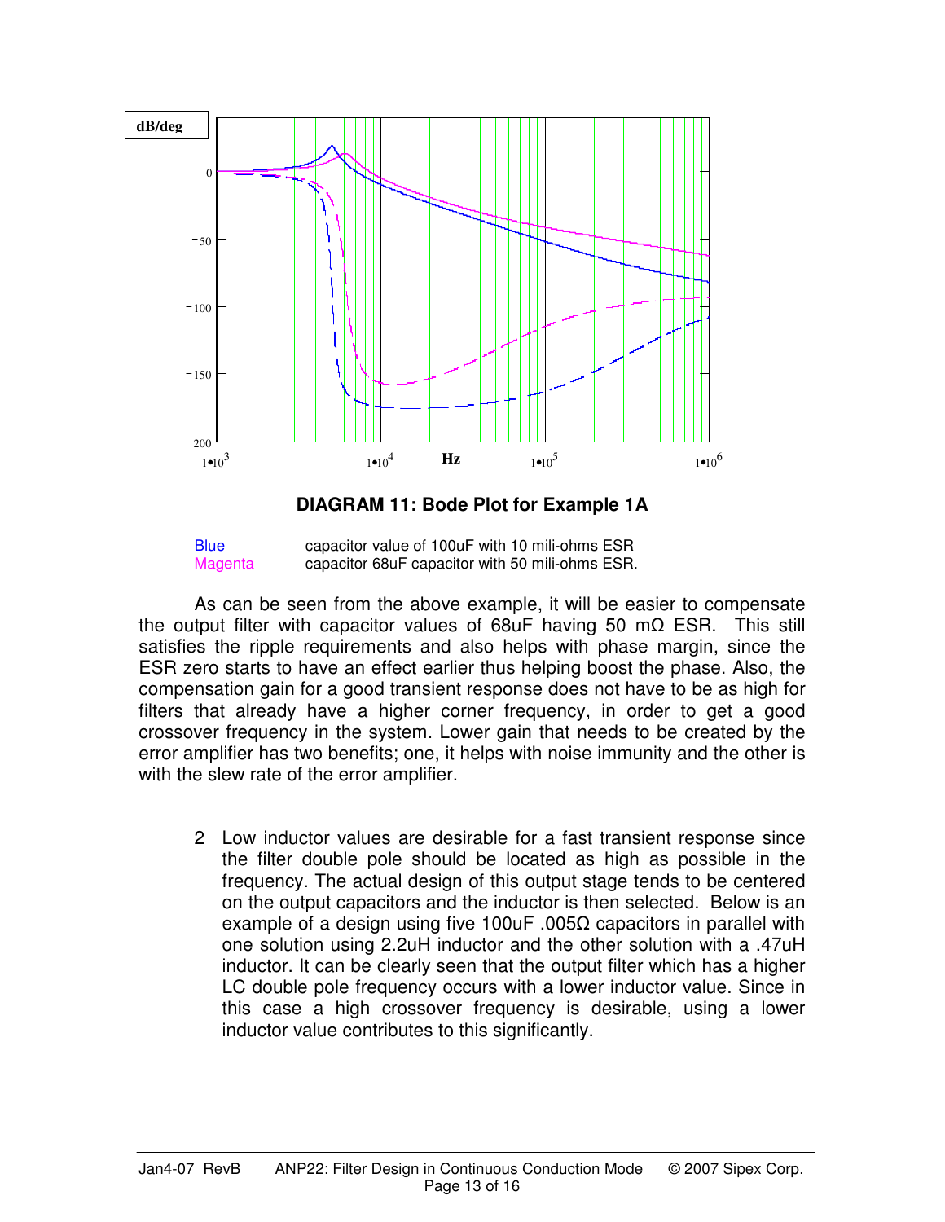**DIAGRAM 11: Bode Plot for Example 1A**

| | |
|---|---|
| Blue | capacitor value of 100uF with 10 mili-ohms ESR |
| Magenta | capacitor 68uF capacitor with 50 mili-ohms ESR. |

As can be seen from the above example, it will be easier to compensate the output filter with capacitor values of 68uF having 50 mΩ ESR. This still satisfies the ripple requirements and also helps with phase margin, since the ESR zero starts to have an effect earlier thus helping boost the phase. Also, the compensation gain for a good transient response does not have to be as high for filters that already have a higher corner frequency, in order to get a good crossover frequency in the system. Lower gain that needs to be created by the error amplifier has two benefits; one, it helps with noise immunity and the other is with the slew rate of the error amplifier.

2. Low inductor values are desirable for a fast transient response since the filter double pole should be located as high as possible in the frequency. The actual design of this output stage tends to be centered on the output capacitors and the inductor is then selected. Below is an example of a design using five 100uF .005Ω capacitors in parallel with one solution using 2.2uH inductor and the other solution with a .47uH inductor. It can be clearly seen that the output filter which has a higher LC double pole frequency occurs with a lower inductor value. Since in this case a high crossover frequency is desirable, using a lower inductor value contributes to this significantly.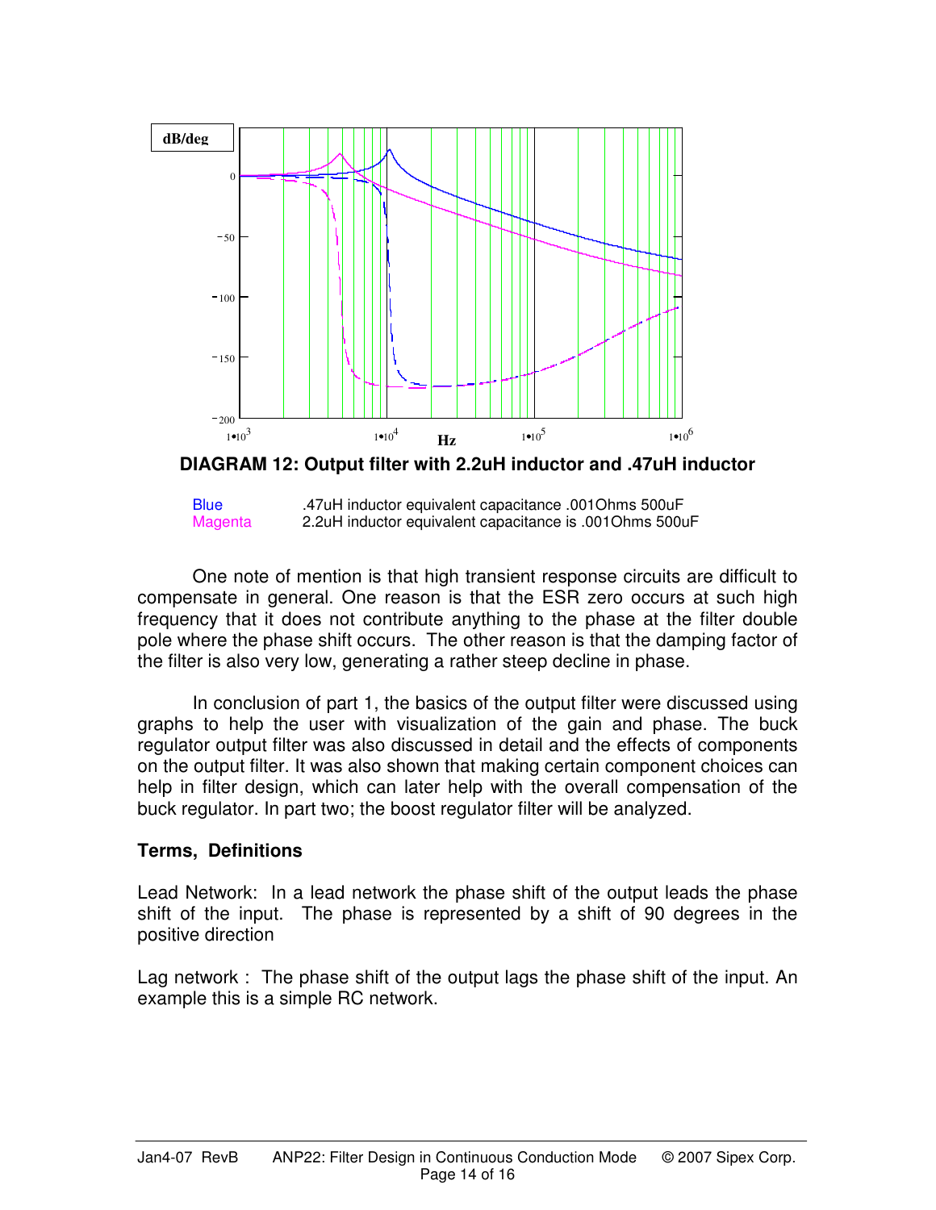**DIAGRAM 12: Output filter with 2.2uH inductor and .47uH inductor**

| | |
|---|---|
| Blue | .47uH inductor equivalent capacitance .001Ohms 500uF |
| Magenta | 2.2uH inductor equivalent capacitance is .001Ohms 500uF |

One note of mention is that high transient response circuits are difficult to compensate in general. One reason is that the ESR zero occurs at such high frequency that it does not contribute anything to the phase at the filter double pole where the phase shift occurs. The other reason is that the damping factor of the filter is also very low, generating a rather steep decline in phase.

In conclusion of part 1, the basics of the output filter were discussed using graphs to help the user with visualization of the gain and phase. The buck regulator output filter was also discussed in detail and the effects of components on the output filter. It was also shown that making certain component choices can help in filter design, which can later help with the overall compensation of the buck regulator. In part two; the boost regulator filter will be analyzed.

**Terms, Definitions**

Lead Network: In a lead network the phase shift of the output leads the phase shift of the input. The phase is represented by a shift of 90 degrees in the positive direction

Lag network : The phase shift of the output lags the phase shift of the input. An example this is a simple RC network.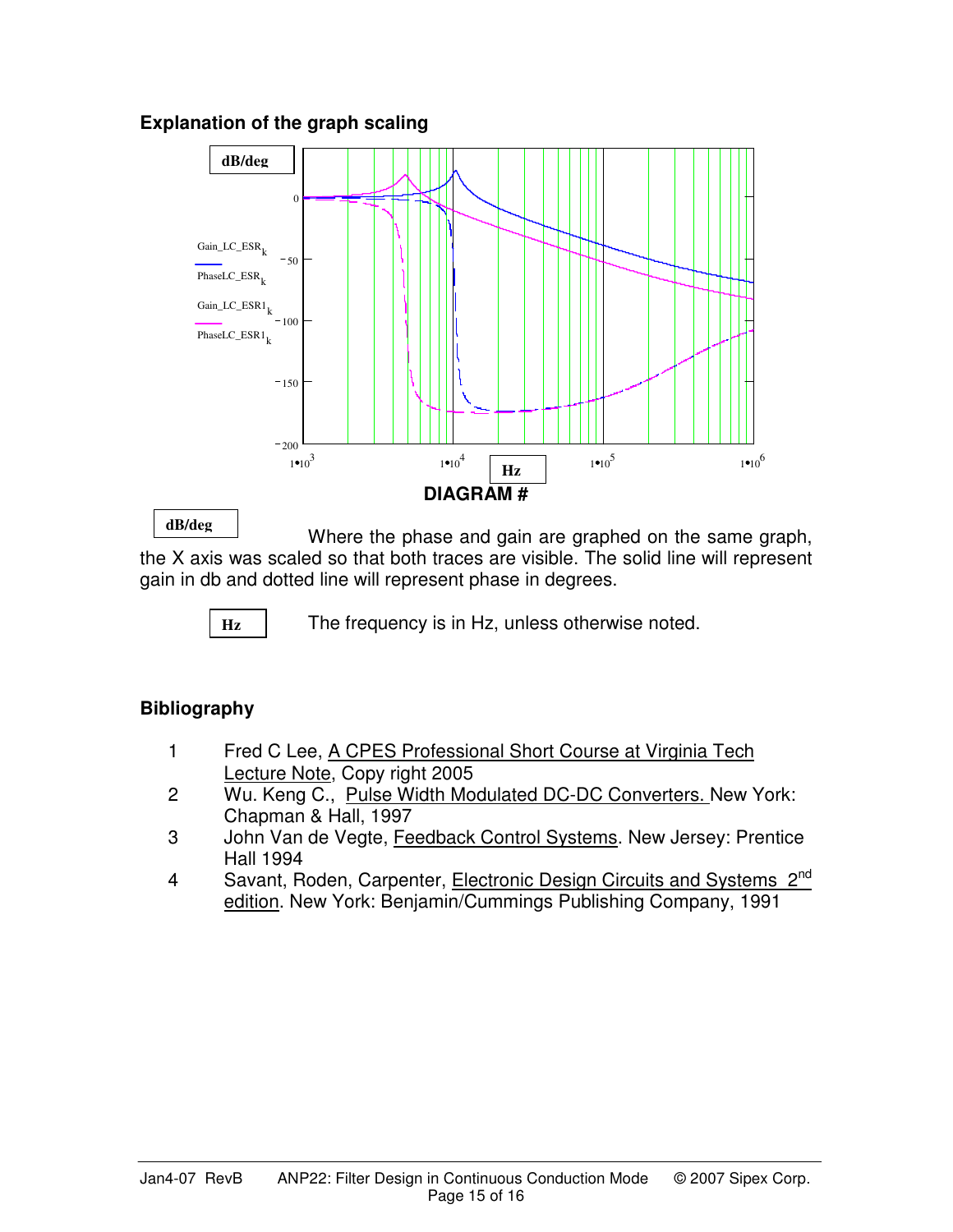### Explanation of the graph scaling

**DIAGRAM #**

dB/deg — Where the phase and gain are graphed on the same graph, the X axis was scaled so that both traces are visible. The solid line will represent gain in db and dotted line will represent phase in degrees.

Hz — The frequency is in Hz, unless otherwise noted.

### Bibliography

1. Fred C Lee, A CPES Professional Short Course at Virginia Tech Lecture Note, Copy right 2005
2. Wu. Keng C., Pulse Width Modulated DC-DC Converters. New York: Chapman & Hall, 1997
3. John Van de Vegte, Feedback Control Systems. New Jersey: Prentice Hall 1994
4. Savant, Roden, Carpenter, Electronic Design Circuits and Systems 2nd edition. New York: Benjamin/Cummings Publishing Company, 1991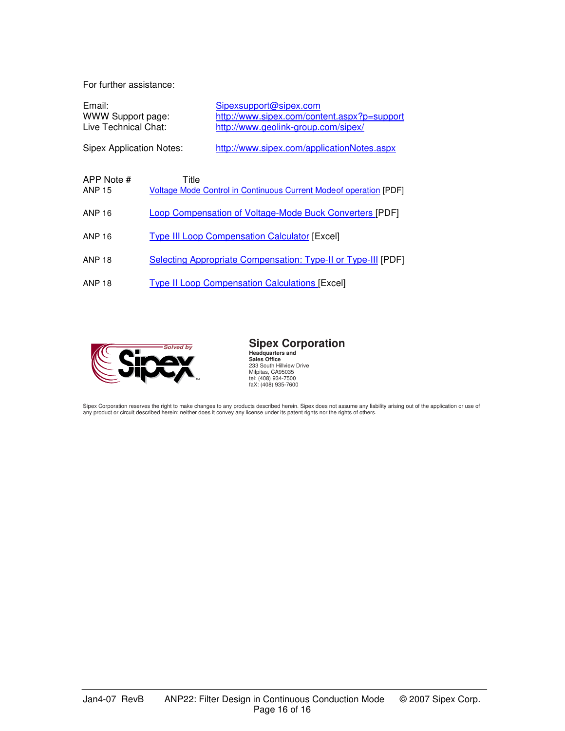For further assistance:

| | |
|---|---|
| Email: | Sipexsupport@sipex.com |
| WWW Support page: | http://www.sipex.com/content.aspx?p=support |
| Live Technical Chat: | http://www.geolink-group.com/sipex/ |
| Sipex Application Notes: | http://www.sipex.com/applicationNotes.aspx |

| APP Note # | Title |
|---|---|
| ANP 15 | Voltage Mode Control in Continuous Current Modeof operation [PDF] |
| ANP 16 | Loop Compensation of Voltage-Mode Buck Converters [PDF] |
| ANP 16 | Type III Loop Compensation Calculator [Excel] |
| ANP 18 | Selecting Appropriate Compensation: Type-II or Type-III [PDF] |
| ANP 18 | Type II Loop Compensation Calculations [Excel] |

Solved by Sipex™

**Sipex Corporation**

**Headquarters and Sales Office**
233 South Hillview Drive
Milpitas, CA95035
tel: (408) 934-7500
faX: (408) 935-7600

Sipex Corporation reserves the right to make changes to any products described herein. Sipex does not assume any liability arising out of the application or use of any product or circuit described herein; neither does it convey any license under its patent rights nor the rights of others.